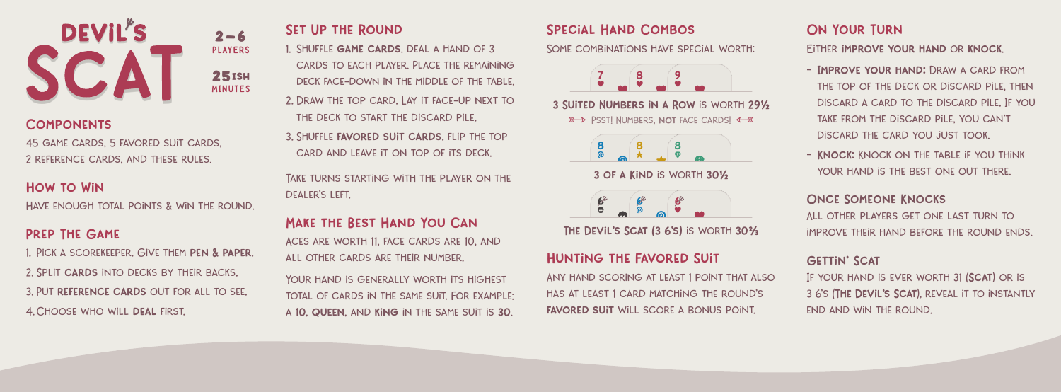# Devil's Scat

2–6 PLAYERS

25ISH MINUTES

## Components

45 game cards, 5 favored suit cards, 2 reference cards, and these rules.

## How to Win

Have enough total points & win the round.

## Prep The Game

1. Pick a scorekeeper. Give them **pen & paper**.
2. Split **cards** into decks by their backs.
3. Put **reference cards** out for all to see.
4. Choose who will **deal** first.

## Set Up the Round

1. Shuffle **game cards**. Deal a hand of 3 cards to each player. Place the remaining deck face-down in the middle of the table.
2. Draw the top card. Lay it face-up next to the deck to start the discard pile.
3. Shuffle **favored suit cards**. Flip the top card and leave it on top of its deck.

Take turns starting with the player on the dealer's left.

## Make the Best Hand You Can

Aces are worth 11, face cards are 10, and all other cards are their number.

Your hand is generally worth its highest total of cards in the same suit. For example: a **10**, **queen**, and **king** in the same suit is **30**.

## Special Hand Combos

Some combinations have special worth:

**3 suited numbers in a row** is worth **29½**

Psst! Numbers, **not** face cards!

**3 of a kind** is worth **30½**

**The Devil's Scat (3 6's)** is worth **30⅔**

## Hunting the Favored Suit

Any hand scoring at least 1 point that also has at least 1 card matching the round's **favored suit** will score a bonus point.

## On Your Turn

Either **improve your hand** or **knock**.

- **Improve your hand:** Draw a card from the top of the deck or discard pile, then discard a card to the discard pile. If you take from the discard pile, you can't discard the card you just took.
- **Knock:** Knock on the table if you think your hand is the best one out there.

### Once Someone Knocks

All other players get one last turn to improve their hand before the round ends.

### Gettin' Scat

If your hand is ever worth 31 (**Scat**) or is 3 6's (**The Devil's Scat**), reveal it to instantly end and win the round.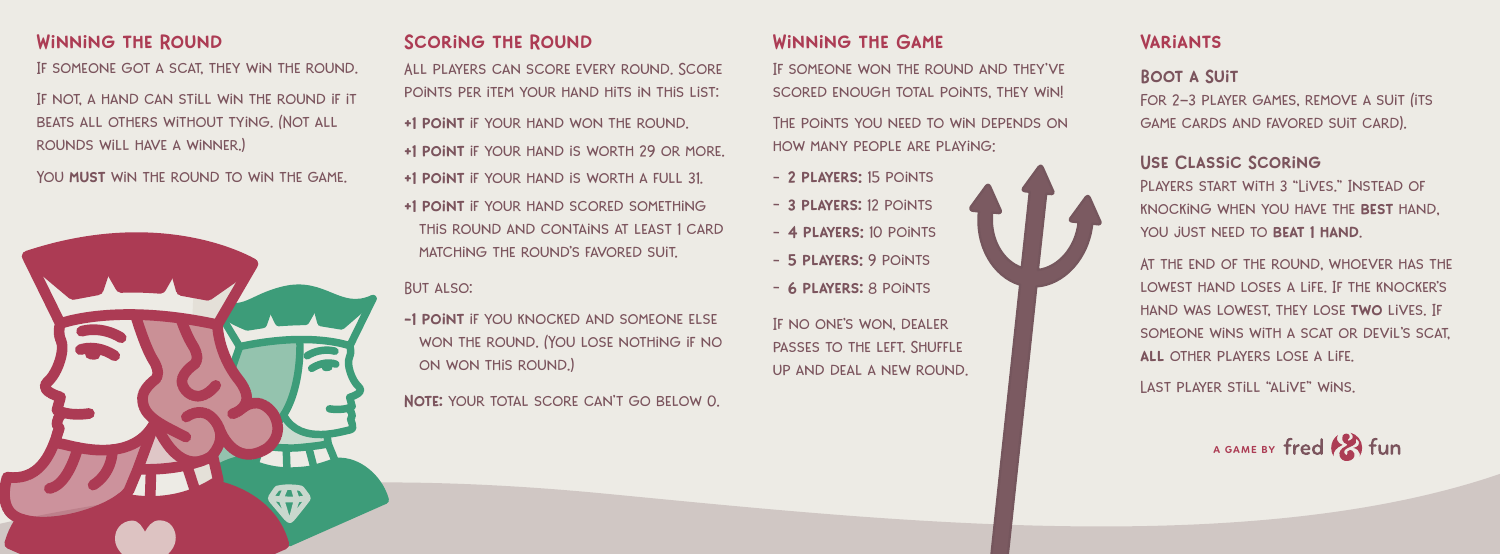## Winning the Round

If someone got a scat, they win the round.

If not, a hand can still win the round if it beats all others without tying. (Not all rounds will have a winner.)

You **must** win the round to win the game.

## Scoring the Round

All players can score every round. Score points per item your hand hits in this list:

- **+1 point** if your hand won the round.
- **+1 point** if your hand is worth 29 or more.
- **+1 point** if your hand is worth a full 31.
- **+1 point** if your hand scored something this round and contains at least 1 card matching the round's favored suit.

But also:

- **-1 point** if you knocked and someone else won the round. (You lose nothing if no on won this round.)

**Note:** Your total score can't go below 0.

## Winning the Game

If someone won the round and they've scored enough total points, they win!

The points you need to win depends on how many people are playing:

- **2 players:** 15 points
- **3 players:** 12 points
- **4 players:** 10 points
- **5 players:** 9 points
- **6 players:** 8 points

If no one's won, dealer passes to the left. Shuffle up and deal a new round.

## Variants

### Boot a Suit

For 2–3 player games, remove a suit (its game cards and favored suit card).

### Use Classic Scoring

Players start with 3 "lives." Instead of knocking when you have the **best** hand, you just need to **beat 1 hand**.

At the end of the round, whoever has the lowest hand loses a life. If the knocker's hand was lowest, they lose **two** lives. If someone wins with a scat or devil's scat, **all** other players lose a life.

Last player still "alive" wins.

A game by fred & fun